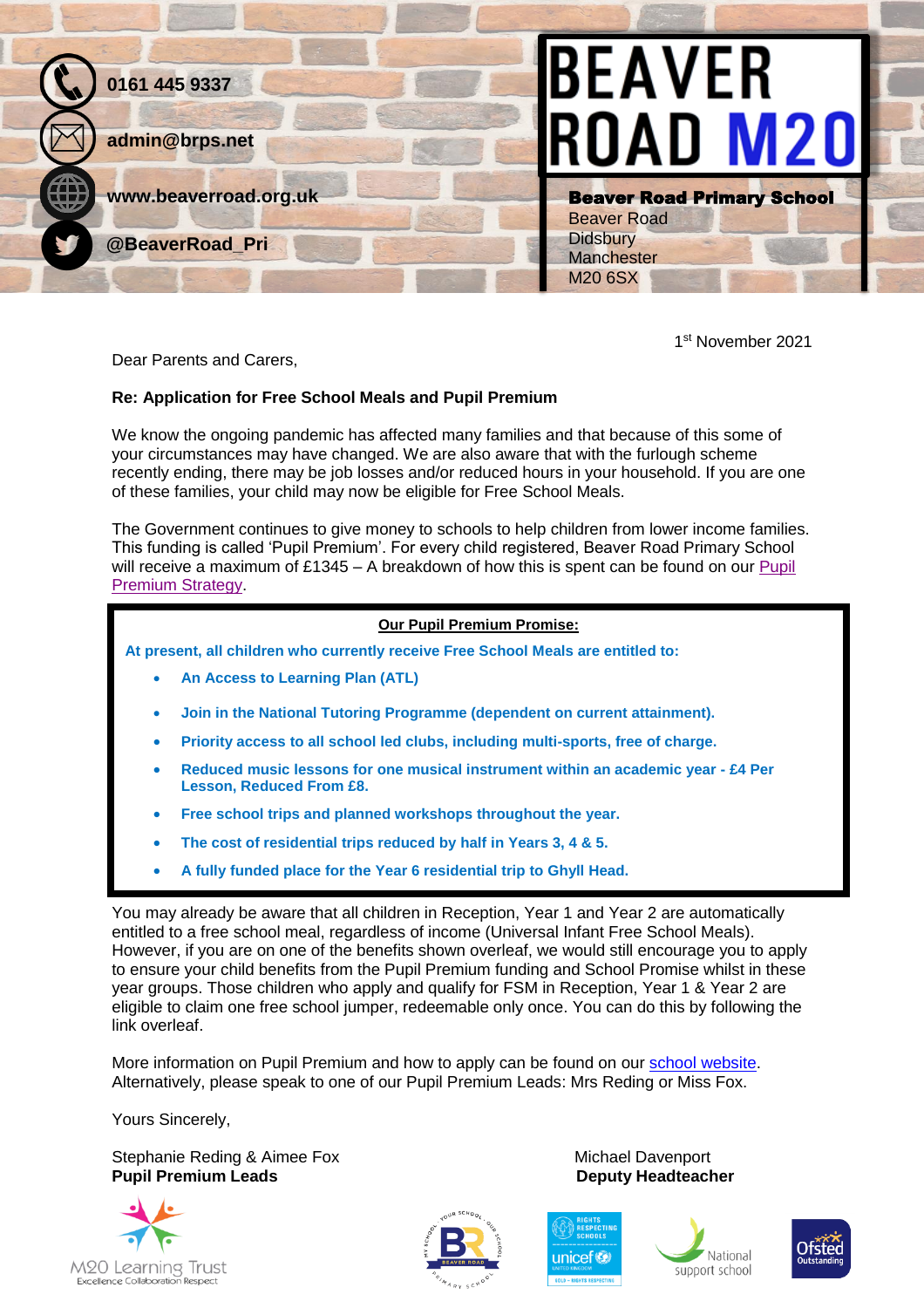0161 445 9337

admin@brps.net

www.beaverroad.org.uk

@BeaverRoad_Pri

# BEAVER ROAD M20

**Beaver Road Primary School**
Beaver Road
Didsbury
Manchester
M20 6SX

1st November 2021

Dear Parents and Carers,

**Re: Application for Free School Meals and Pupil Premium**

We know the ongoing pandemic has affected many families and that because of this some of your circumstances may have changed. We are also aware that with the furlough scheme recently ending, there may be job losses and/or reduced hours in your household. If you are one of these families, your child may now be eligible for Free School Meals.

The Government continues to give money to schools to help children from lower income families. This funding is called 'Pupil Premium'. For every child registered, Beaver Road Primary School will receive a maximum of £1345 – A breakdown of how this is spent can be found on our Pupil Premium Strategy.

**Our Pupil Premium Promise:**

**At present, all children who currently receive Free School Meals are entitled to:**

- **An Access to Learning Plan (ATL)**
- **Join in the National Tutoring Programme (dependent on current attainment).**
- **Priority access to all school led clubs, including multi-sports, free of charge.**
- **Reduced music lessons for one musical instrument within an academic year - £4 Per Lesson, Reduced From £8.**
- **Free school trips and planned workshops throughout the year.**
- **The cost of residential trips reduced by half in Years 3, 4 & 5.**
- **A fully funded place for the Year 6 residential trip to Ghyll Head.**

You may already be aware that all children in Reception, Year 1 and Year 2 are automatically entitled to a free school meal, regardless of income (Universal Infant Free School Meals). However, if you are on one of the benefits shown overleaf, we would still encourage you to apply to ensure your child benefits from the Pupil Premium funding and School Promise whilst in these year groups. Those children who apply and qualify for FSM in Reception, Year 1 & Year 2 are eligible to claim one free school jumper, redeemable only once. You can do this by following the link overleaf.

More information on Pupil Premium and how to apply can be found on our school website. Alternatively, please speak to one of our Pupil Premium Leads: Mrs Reding or Miss Fox.

Yours Sincerely,

Stephanie Reding & Aimee Fox
**Pupil Premium Leads**

Michael Davenport
**Deputy Headteacher**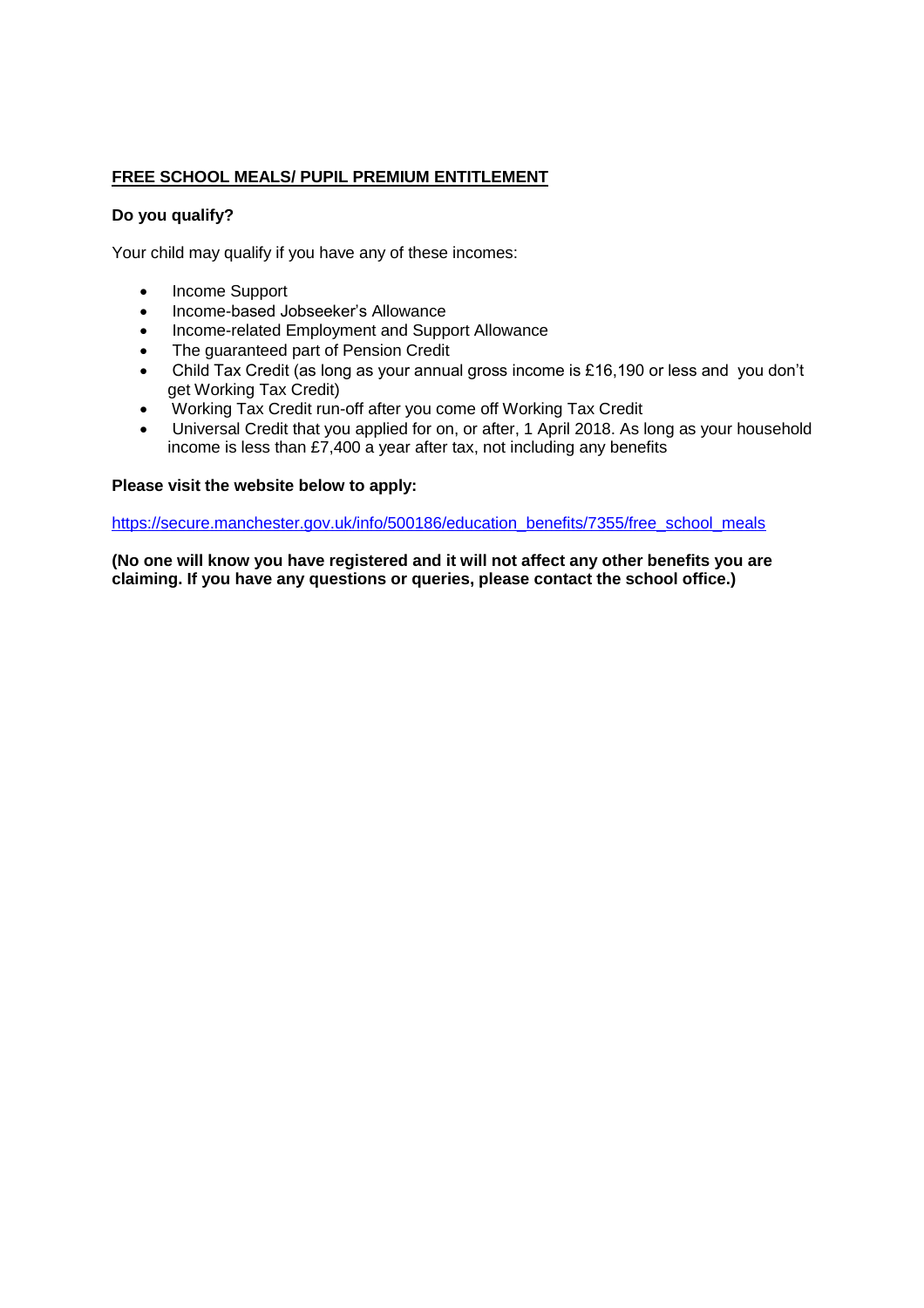## FREE SCHOOL MEALS/ PUPIL PREMIUM ENTITLEMENT

**Do you qualify?**

Your child may qualify if you have any of these incomes:

- Income Support
- Income-based Jobseeker's Allowance
- Income-related Employment and Support Allowance
- The guaranteed part of Pension Credit
- Child Tax Credit (as long as your annual gross income is £16,190 or less and you don't get Working Tax Credit)
- Working Tax Credit run-off after you come off Working Tax Credit
- Universal Credit that you applied for on, or after, 1 April 2018. As long as your household income is less than £7,400 a year after tax, not including any benefits

**Please visit the website below to apply:**

https://secure.manchester.gov.uk/info/500186/education_benefits/7355/free_school_meals

**(No one will know you have registered and it will not affect any other benefits you are claiming. If you have any questions or queries, please contact the school office.)**